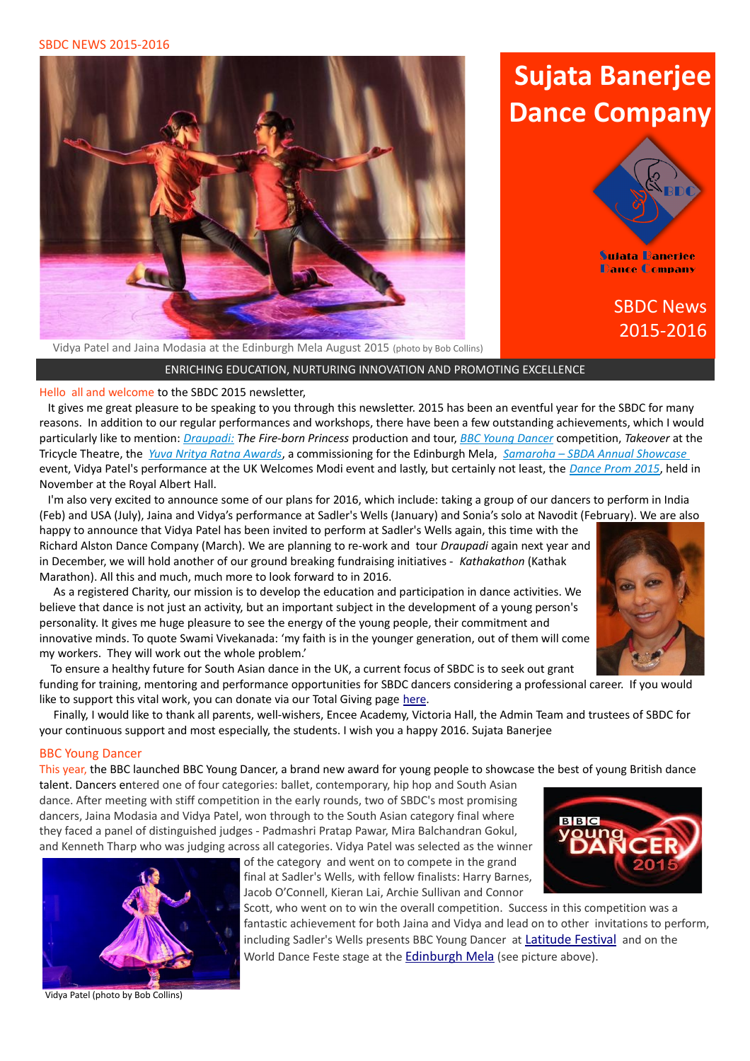SBDC NEWS 2015-2016

# Sujata Banerjee Dance Company

Sujata Banerjee Dance Company

SBDC News 2015-2016

Vidya Patel and Jaina Modasia at the Edinburgh Mela August 2015 (photo by Bob Collins)

ENRICHING EDUCATION, NURTURING INNOVATION AND PROMOTING EXCELLENCE

Hello all and welcome to the SBDC 2015 newsletter,

It gives me great pleasure to be speaking to you through this newsletter. 2015 has been an eventful year for the SBDC for many reasons. In addition to our regular performances and workshops, there have been a few outstanding achievements, which I would particularly like to mention: *Draupadi: The Fire-born Princess* production and tour, *BBC Young Dancer* competition, *Takeover* at the Tricycle Theatre, the *Yuva Nritya Ratna Awards*, a commissioning for the Edinburgh Mela, *Samaroha – SBDA Annual Showcase* event, Vidya Patel's performance at the UK Welcomes Modi event and lastly, but certainly not least, the *Dance Prom 2015*, held in November at the Royal Albert Hall.

I'm also very excited to announce some of our plans for 2016, which include: taking a group of our dancers to perform in India (Feb) and USA (July), Jaina and Vidya's performance at Sadler's Wells (January) and Sonia's solo at Navodit (February). We are also happy to announce that Vidya Patel has been invited to perform at Sadler's Wells again, this time with the Richard Alston Dance Company (March). We are planning to re-work and tour *Draupadi* again next year and in December, we will hold another of our ground breaking fundraising initiatives - *Kathakathon* (Kathak Marathon). All this and much, much more to look forward to in 2016.

As a registered Charity, our mission is to develop the education and participation in dance activities. We believe that dance is not just an activity, but an important subject in the development of a young person's personality. It gives me huge pleasure to see the energy of the young people, their commitment and innovative minds. To quote Swami Vivekanada: 'my faith is in the younger generation, out of them will come my workers. They will work out the whole problem.'

To ensure a healthy future for South Asian dance in the UK, a current focus of SBDC is to seek out grant funding for training, mentoring and performance opportunities for SBDC dancers considering a professional career. If you would like to support this vital work, you can donate via our Total Giving page here.

Finally, I would like to thank all parents, well-wishers, Encee Academy, Victoria Hall, the Admin Team and trustees of SBDC for your continuous support and most especially, the students. I wish you a happy 2016. Sujata Banerjee

## BBC Young Dancer

This year, the BBC launched BBC Young Dancer, a brand new award for young people to showcase the best of young British dance talent. Dancers entered one of four categories: ballet, contemporary, hip hop and South Asian dance. After meeting with stiff competition in the early rounds, two of SBDC's most promising dancers, Jaina Modasia and Vidya Patel, won through to the South Asian category final where they faced a panel of distinguished judges - Padmashri Pratap Pawar, Mira Balchandran Gokul, and Kenneth Tharp who was judging across all categories. Vidya Patel was selected as the winner of the category and went on to compete in the grand final at Sadler's Wells, with fellow finalists: Harry Barnes, Jacob O'Connell, Kieran Lai, Archie Sullivan and Connor Scott, who went on to win the overall competition. Success in this competition was a fantastic achievement for both Jaina and Vidya and lead on to other invitations to perform, including Sadler's Wells presents BBC Young Dancer at Latitude Festival and on the World Dance Feste stage at the Edinburgh Mela (see picture above).

Vidya Patel (photo by Bob Collins)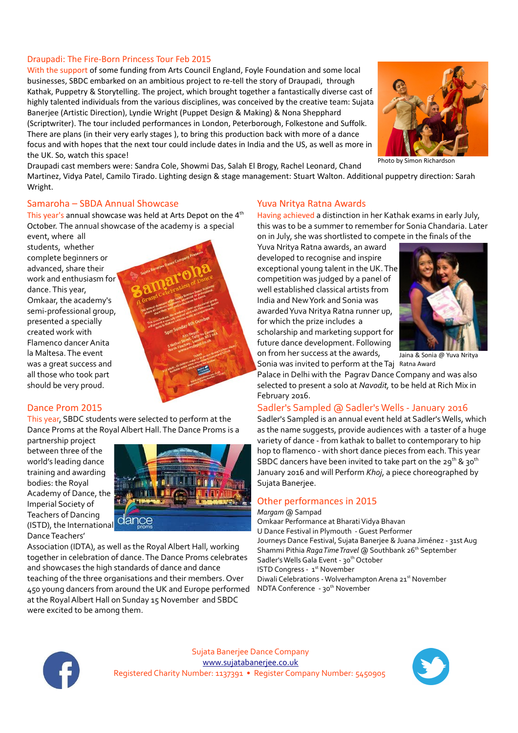## Draupadi: The Fire-Born Princess Tour Feb 2015

With the support of some funding from Arts Council England, Foyle Foundation and some local businesses, SBDC embarked on an ambitious project to re-tell the story of Draupadi, through Kathak, Puppetry & Storytelling. The project, which brought together a fantastically diverse cast of highly talented individuals from the various disciplines, was conceived by the creative team: Sujata Banerjee (Artistic Direction), Lyndie Wright (Puppet Design & Making) & Nona Shepphard (Scriptwriter). The tour included performances in London, Peterborough, Folkestone and Suffolk. There are plans (in their very early stages ), to bring this production back with more of a dance focus and with hopes that the next tour could include dates in India and the US, as well as more in the UK. So, watch this space!

Photo by Simon Richardson

Draupadi cast members were: Sandra Cole, Showmi Das, Salah El Brogy, Rachel Leonard, Chand Martinez, Vidya Patel, Camilo Tirado. Lighting design & stage management: Stuart Walton. Additional puppetry direction: Sarah Wright.

## Samaroha – SBDA Annual Showcase

This year's annual showcase was held at Arts Depot on the 4th October. The annual showcase of the academy is a special event, where all students, whether complete beginners or advanced, share their work and enthusiasm for dance. This year, Omkaar, the academy's semi-professional group, presented a specially created work with Flamenco dancer Anita la Maltesa. The event was a great success and all those who took part should be very proud.

## Dance Prom 2015

This year, SBDC students were selected to perform at the Dance Proms at the Royal Albert Hall. The Dance Proms is a partnership project between three of the world's leading dance training and awarding bodies: the Royal Academy of Dance, the Imperial Society of Teachers of Dancing (ISTD), the International Dance Teachers' Association (IDTA), as well as the Royal Albert Hall, working together in celebration of dance. The Dance Proms celebrates and showcases the high standards of dance and dance teaching of the three organisations and their members. Over 450 young dancers from around the UK and Europe performed at the Royal Albert Hall on Sunday 15 November and SBDC were excited to be among them.

## Yuva Nritya Ratna Awards

Having achieved a distinction in her Kathak exams in early July, this was to be a summer to remember for Sonia Chandaria. Later on in July, she was shortlisted to compete in the finals of the Yuva Nritya Ratna awards, an award developed to recognise and inspire exceptional young talent in the UK. The competition was judged by a panel of well established classical artists from India and New York and Sonia was awarded Yuva Nritya Ratna runner up, for which the prize includes a scholarship and marketing support for future dance development. Following on from her success at the awards, Sonia was invited to perform at the Taj Palace in Delhi with the Pagrav Dance Company and was also selected to present a solo at *Navodit,* to be held at Rich Mix in February 2016.

Jaina & Sonia @ Yuva Nritya Ratna Award

## Sadler's Sampled @ Sadler's Wells - January 2016

Sadler's Sampled is an annual event held at Sadler's Wells, which as the name suggests, provide audiences with a taster of a huge variety of dance - from kathak to ballet to contemporary to hip hop to flamenco - with short dance pieces from each. This year SBDC dancers have been invited to take part on the 29th & 30th January 2016 and will Perform *Khoj*, a piece choreographed by Sujata Banerjee.

## Other performances in 2015

*Margam* @ Sampad
Omkaar Performance at Bharati Vidya Bhavan
U Dance Festival in Plymouth - Guest Performer
Journeys Dance Festival, Sujata Banerjee & Juana Jiménez - 31st Aug
Shammi Pithia *Raga Time Travel* @ Southbank 26th September
Sadler's Wells Gala Event - 30th October
ISTD Congress - 1st November
Diwali Celebrations - Wolverhampton Arena 21st November
NDTA Conference - 30th November

Sujata Banerjee Dance Company
www.sujatabanerjee.co.uk
Registered Charity Number: 1137391 • Register Company Number: 5450905